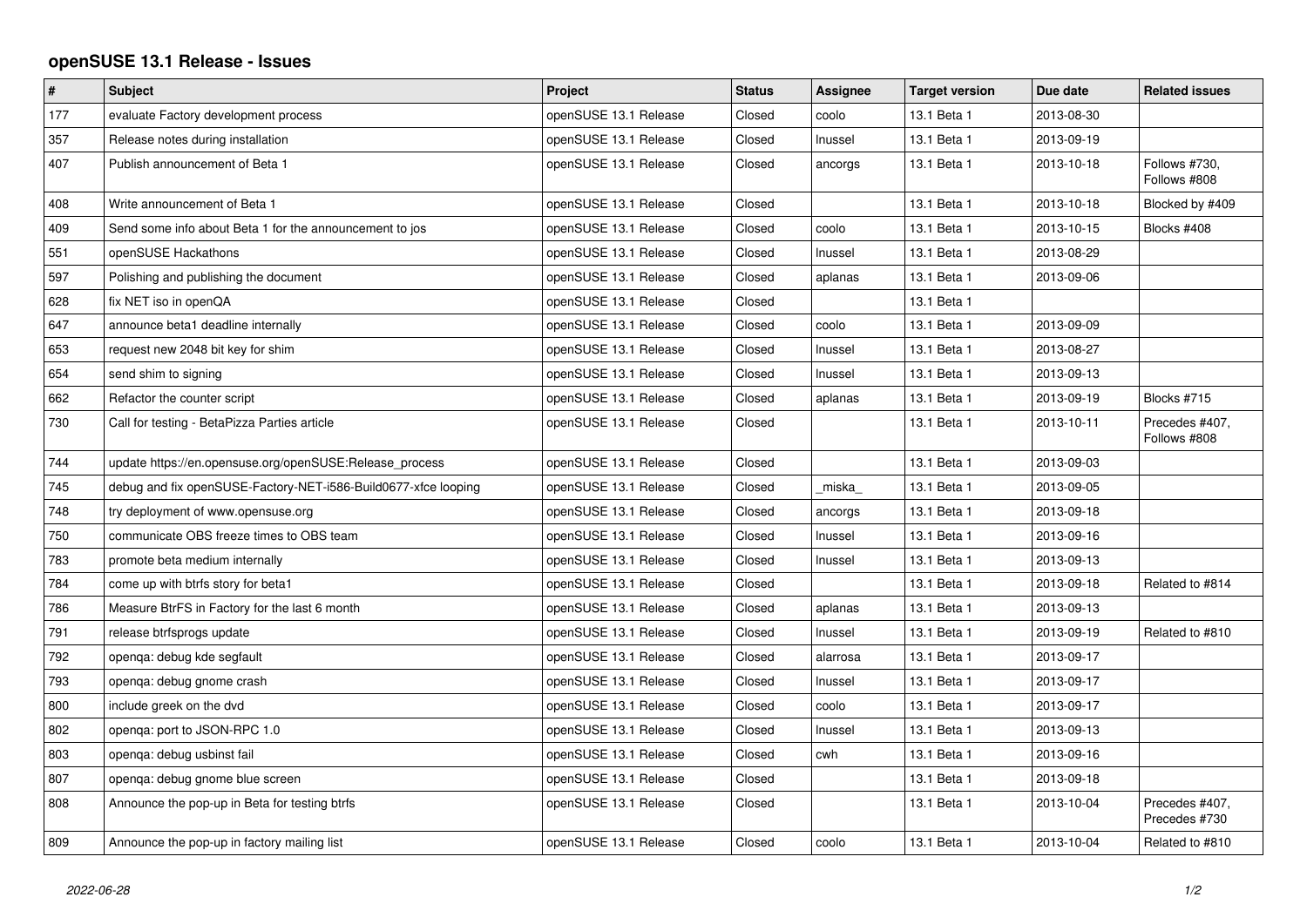# openSUSE 13.1 Release - Issues

| # | Subject | Project | Status | Assignee | Target version | Due date | Related issues |
|---|---|---|---|---|---|---|---|
| 177 | evaluate Factory development process | openSUSE 13.1 Release | Closed | coolo | 13.1 Beta 1 | 2013-08-30 | |
| 357 | Release notes during installation | openSUSE 13.1 Release | Closed | lnussel | 13.1 Beta 1 | 2013-09-19 | |
| 407 | Publish announcement of Beta 1 | openSUSE 13.1 Release | Closed | ancorgs | 13.1 Beta 1 | 2013-10-18 | Follows #730, Follows #808 |
| 408 | Write announcement of Beta 1 | openSUSE 13.1 Release | Closed | | 13.1 Beta 1 | 2013-10-18 | Blocked by #409 |
| 409 | Send some info about Beta 1 for the announcement to jos | openSUSE 13.1 Release | Closed | coolo | 13.1 Beta 1 | 2013-10-15 | Blocks #408 |
| 551 | openSUSE Hackathons | openSUSE 13.1 Release | Closed | lnussel | 13.1 Beta 1 | 2013-08-29 | |
| 597 | Polishing and publishing the document | openSUSE 13.1 Release | Closed | aplanas | 13.1 Beta 1 | 2013-09-06 | |
| 628 | fix NET iso in openQA | openSUSE 13.1 Release | Closed | | 13.1 Beta 1 | | |
| 647 | announce beta1 deadline internally | openSUSE 13.1 Release | Closed | coolo | 13.1 Beta 1 | 2013-09-09 | |
| 653 | request new 2048 bit key for shim | openSUSE 13.1 Release | Closed | lnussel | 13.1 Beta 1 | 2013-08-27 | |
| 654 | send shim to signing | openSUSE 13.1 Release | Closed | lnussel | 13.1 Beta 1 | 2013-09-13 | |
| 662 | Refactor the counter script | openSUSE 13.1 Release | Closed | aplanas | 13.1 Beta 1 | 2013-09-19 | Blocks #715 |
| 730 | Call for testing - BetaPizza Parties article | openSUSE 13.1 Release | Closed | | 13.1 Beta 1 | 2013-10-11 | Precedes #407, Follows #808 |
| 744 | update https://en.opensuse.org/openSUSE:Release_process | openSUSE 13.1 Release | Closed | | 13.1 Beta 1 | 2013-09-03 | |
| 745 | debug and fix openSUSE-Factory-NET-i586-Build0677-xfce looping | openSUSE 13.1 Release | Closed | _miska_ | 13.1 Beta 1 | 2013-09-05 | |
| 748 | try deployment of www.opensuse.org | openSUSE 13.1 Release | Closed | ancorgs | 13.1 Beta 1 | 2013-09-18 | |
| 750 | communicate OBS freeze times to OBS team | openSUSE 13.1 Release | Closed | lnussel | 13.1 Beta 1 | 2013-09-16 | |
| 783 | promote beta medium internally | openSUSE 13.1 Release | Closed | lnussel | 13.1 Beta 1 | 2013-09-13 | |
| 784 | come up with btrfs story for beta1 | openSUSE 13.1 Release | Closed | | 13.1 Beta 1 | 2013-09-18 | Related to #814 |
| 786 | Measure BtrFS in Factory for the last 6 month | openSUSE 13.1 Release | Closed | aplanas | 13.1 Beta 1 | 2013-09-13 | |
| 791 | release btrfsprogs update | openSUSE 13.1 Release | Closed | lnussel | 13.1 Beta 1 | 2013-09-19 | Related to #810 |
| 792 | openqa: debug kde segfault | openSUSE 13.1 Release | Closed | alarrosa | 13.1 Beta 1 | 2013-09-17 | |
| 793 | openqa: debug gnome crash | openSUSE 13.1 Release | Closed | lnussel | 13.1 Beta 1 | 2013-09-17 | |
| 800 | include greek on the dvd | openSUSE 13.1 Release | Closed | coolo | 13.1 Beta 1 | 2013-09-17 | |
| 802 | openqa: port to JSON-RPC 1.0 | openSUSE 13.1 Release | Closed | lnussel | 13.1 Beta 1 | 2013-09-13 | |
| 803 | openqa: debug usbinst fail | openSUSE 13.1 Release | Closed | cwh | 13.1 Beta 1 | 2013-09-16 | |
| 807 | openqa: debug gnome blue screen | openSUSE 13.1 Release | Closed | | 13.1 Beta 1 | 2013-09-18 | |
| 808 | Announce the pop-up in Beta for testing btrfs | openSUSE 13.1 Release | Closed | | 13.1 Beta 1 | 2013-10-04 | Precedes #407, Precedes #730 |
| 809 | Announce the pop-up in factory mailing list | openSUSE 13.1 Release | Closed | coolo | 13.1 Beta 1 | 2013-10-04 | Related to #810 |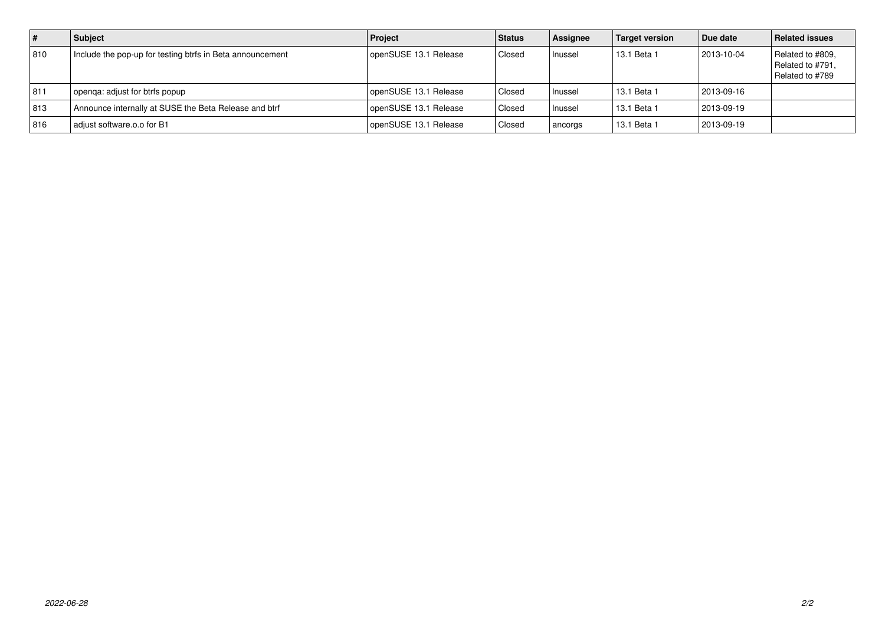| # | Subject | Project | Status | Assignee | Target version | Due date | Related issues |
|---|---|---|---|---|---|---|---|
| 810 | Include the pop-up for testing btrfs in Beta announcement | openSUSE 13.1 Release | Closed | lnussel | 13.1 Beta 1 | 2013-10-04 | Related to #809, Related to #791, Related to #789 |
| 811 | openqa: adjust for btrfs popup | openSUSE 13.1 Release | Closed | lnussel | 13.1 Beta 1 | 2013-09-16 | |
| 813 | Announce internally at SUSE the Beta Release and btrf | openSUSE 13.1 Release | Closed | lnussel | 13.1 Beta 1 | 2013-09-19 | |
| 816 | adjust software.o.o for B1 | openSUSE 13.1 Release | Closed | ancorgs | 13.1 Beta 1 | 2013-09-19 | |